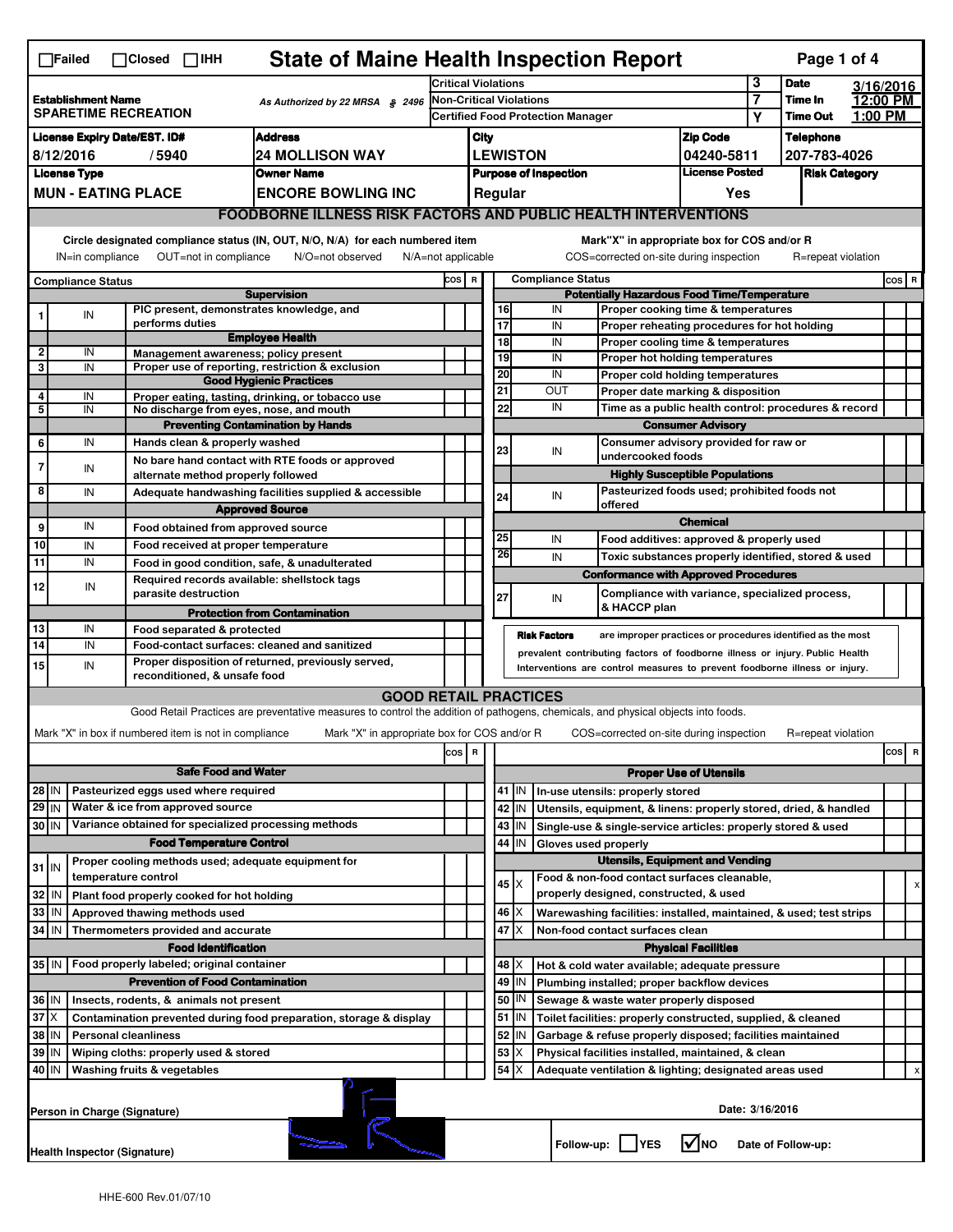☐Failed ☐Closed ☐IHH

# State of Maine Health Inspection Report

| | | | |
|---|---|---|---|
| **Establishment Name** SPARETIME RECREATION | As Authorized by 22 MRSA § 2496 | Critical Violations: 3 | Date: 3/16/2016 |
| | | Non-Critical Violations: 7 | Time In: 12:00 PM |
| | | Certified Food Protection Manager: Y | Time Out: 1:00 PM |

| License Expiry Date/EST. ID# | Address | City | Zip Code | Telephone |
|---|---|---|---|---|
| 8/12/2016 / 5940 | 24 MOLLISON WAY | LEWISTON | 04240-5811 | 207-783-4026 |

| License Type | Owner Name | Purpose of Inspection | License Posted | Risk Category |
|---|---|---|---|---|
| MUN - EATING PLACE | ENCORE BOWLING INC | Regular | Yes | |

## FOODBORNE ILLNESS RISK FACTORS AND PUBLIC HEALTH INTERVENTIONS

Circle designated compliance status (IN, OUT, N/O, N/A) for each numbered item — IN=in compliance, OUT=not in compliance, N/O=not observed, N/A=not applicable

Mark "X" in appropriate box for COS and/or R — COS=corrected on-site during inspection, R=repeat violation

| # | Compliance Status | Item | COS | R |
|---|---|---|---|---|
| | | **Supervision** | | |
| 1 | IN | PIC present, demonstrates knowledge, and performs duties | | |
| | | **Employee Health** | | |
| 2 | IN | Management awareness; policy present | | |
| 3 | IN | Proper use of reporting, restriction & exclusion | | |
| | | **Good Hygienic Practices** | | |
| 4 | IN | Proper eating, tasting, drinking, or tobacco use | | |
| 5 | IN | No discharge from eyes, nose, and mouth | | |
| | | **Preventing Contamination by Hands** | | |
| 6 | IN | Hands clean & properly washed | | |
| 7 | IN | No bare hand contact with RTE foods or approved alternate method properly followed | | |
| 8 | IN | Adequate handwashing facilities supplied & accessible | | |
| | | **Approved Source** | | |
| 9 | IN | Food obtained from approved source | | |
| 10 | IN | Food received at proper temperature | | |
| 11 | IN | Food in good condition, safe, & unadulterated | | |
| 12 | IN | Required records available: shellstock tags parasite destruction | | |
| | | **Protection from Contamination** | | |
| 13 | IN | Food separated & protected | | |
| 14 | IN | Food-contact surfaces: cleaned and sanitized | | |
| 15 | IN | Proper disposition of returned, previously served, reconditioned, & unsafe food | | |
| | | **Potentially Hazardous Food Time/Temperature** | | |
| 16 | IN | Proper cooking time & temperatures | | |
| 17 | IN | Proper reheating procedures for hot holding | | |
| 18 | IN | Proper cooling time & temperatures | | |
| 19 | IN | Proper hot holding temperatures | | |
| 20 | IN | Proper cold holding temperatures | | |
| 21 | OUT | Proper date marking & disposition | | |
| 22 | IN | Time as a public health control: procedures & record | | |
| | | **Consumer Advisory** | | |
| 23 | IN | Consumer advisory provided for raw or undercooked foods | | |
| | | **Highly Susceptible Populations** | | |
| 24 | IN | Pasteurized foods used; prohibited foods not offered | | |
| | | **Chemical** | | |
| 25 | IN | Food additives: approved & properly used | | |
| 26 | IN | Toxic substances properly identified, stored & used | | |
| | | **Conformance with Approved Procedures** | | |
| 27 | IN | Compliance with variance, specialized process, & HACCP plan | | |

**Risk Factors** are improper practices or procedures identified as the most prevalent contributing factors of foodborne illness or injury. Public Health Interventions are control measures to prevent foodborne illness or injury.

## GOOD RETAIL PRACTICES

Good Retail Practices are preventative measures to control the addition of pathogens, chemicals, and physical objects into foods.

Mark "X" in box if numbered item is not in compliance — Mark "X" in appropriate box for COS and/or R — COS=corrected on-site during inspection — R=repeat violation

| # | Status | Item | COS | R |
|---|---|---|---|---|
| | | **Safe Food and Water** | | |
| 28 | IN | Pasteurized eggs used where required | | |
| 29 | IN | Water & ice from approved source | | |
| 30 | IN | Variance obtained for specialized processing methods | | |
| | | **Food Temperature Control** | | |
| 31 | IN | Proper cooling methods used; adequate equipment for temperature control | | |
| 32 | IN | Plant food properly cooked for hot holding | | |
| 33 | IN | Approved thawing methods used | | |
| 34 | IN | Thermometers provided and accurate | | |
| | | **Food Identification** | | |
| 35 | IN | Food properly labeled; original container | | |
| | | **Prevention of Food Contamination** | | |
| 36 | IN | Insects, rodents, & animals not present | | |
| 37 | X | Contamination prevented during food preparation, storage & display | | |
| 38 | IN | Personal cleanliness | | |
| 39 | IN | Wiping cloths: properly used & stored | | |
| 40 | IN | Washing fruits & vegetables | | |
| | | **Proper Use of Utensils** | | |
| 41 | IN | In-use utensils: properly stored | | |
| 42 | IN | Utensils, equipment, & linens: properly stored, dried, & handled | | |
| 43 | IN | Single-use & single-service articles: properly stored & used | | |
| 44 | IN | Gloves used properly | | |
| | | **Utensils, Equipment and Vending** | | |
| 45 | X | Food & non-food contact surfaces cleanable, properly designed, constructed, & used | | x |
| 46 | X | Warewashing facilities: installed, maintained, & used; test strips | | |
| 47 | X | Non-food contact surfaces clean | | |
| | | **Physical Facilities** | | |
| 48 | X | Hot & cold water available; adequate pressure | | |
| 49 | IN | Plumbing installed; proper backflow devices | | |
| 50 | IN | Sewage & waste water properly disposed | | |
| 51 | IN | Toilet facilities: properly constructed, supplied, & cleaned | | |
| 52 | IN | Garbage & refuse properly disposed; facilities maintained | | |
| 53 | X | Physical facilities installed, maintained, & clean | | |
| 54 | X | Adequate ventilation & lighting; designated areas used | | x |

Person in Charge (Signature)

Date: 3/16/2016

Health Inspector (Signature)

Follow-up: ☐ YES ☑ NO Date of Follow-up:

HHE-600 Rev.01/07/10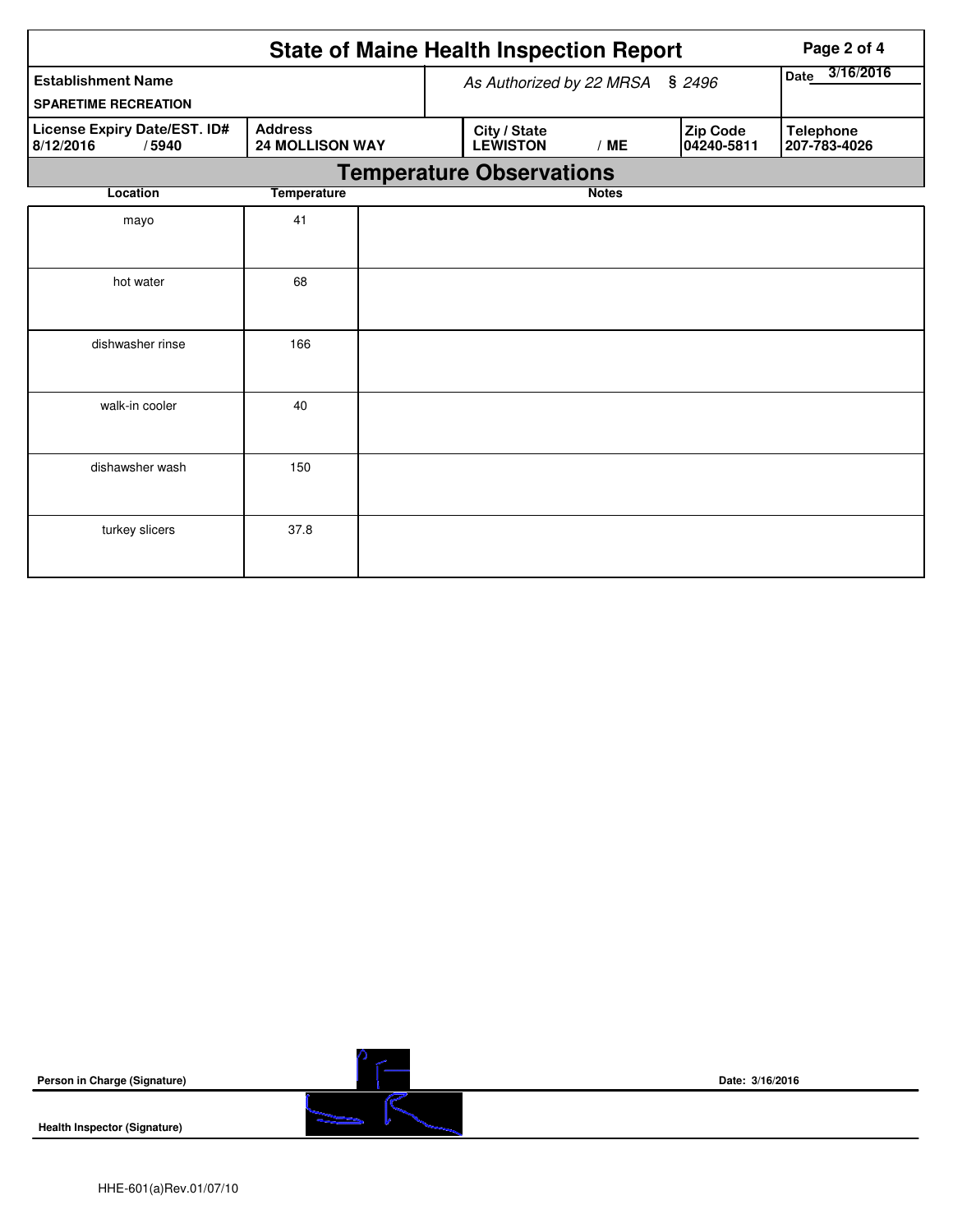# State of Maine Health Inspection Report

| Establishment Name | As Authorized by 22 MRSA § 2496 | Date 3/16/2016 |
|---|---|---|
| SPARETIME RECREATION | | |

| License Expiry Date/EST. ID# | Address | City / State | Zip Code | Telephone |
|---|---|---|---|---|
| 8/12/2016 / 5940 | 24 MOLLISON WAY | LEWISTON / ME | 04240-5811 | 207-783-4026 |

## Temperature Observations

| Location | Temperature | Notes |
|---|---|---|
| mayo | 41 | |
| hot water | 68 | |
| dishwasher rinse | 166 | |
| walk-in cooler | 40 | |
| dishawsher wash | 150 | |
| turkey slicers | 37.8 | |

**Person in Charge (Signature)** Date: 3/16/2016

**Health Inspector (Signature)**

HHE-601(a)Rev.01/07/10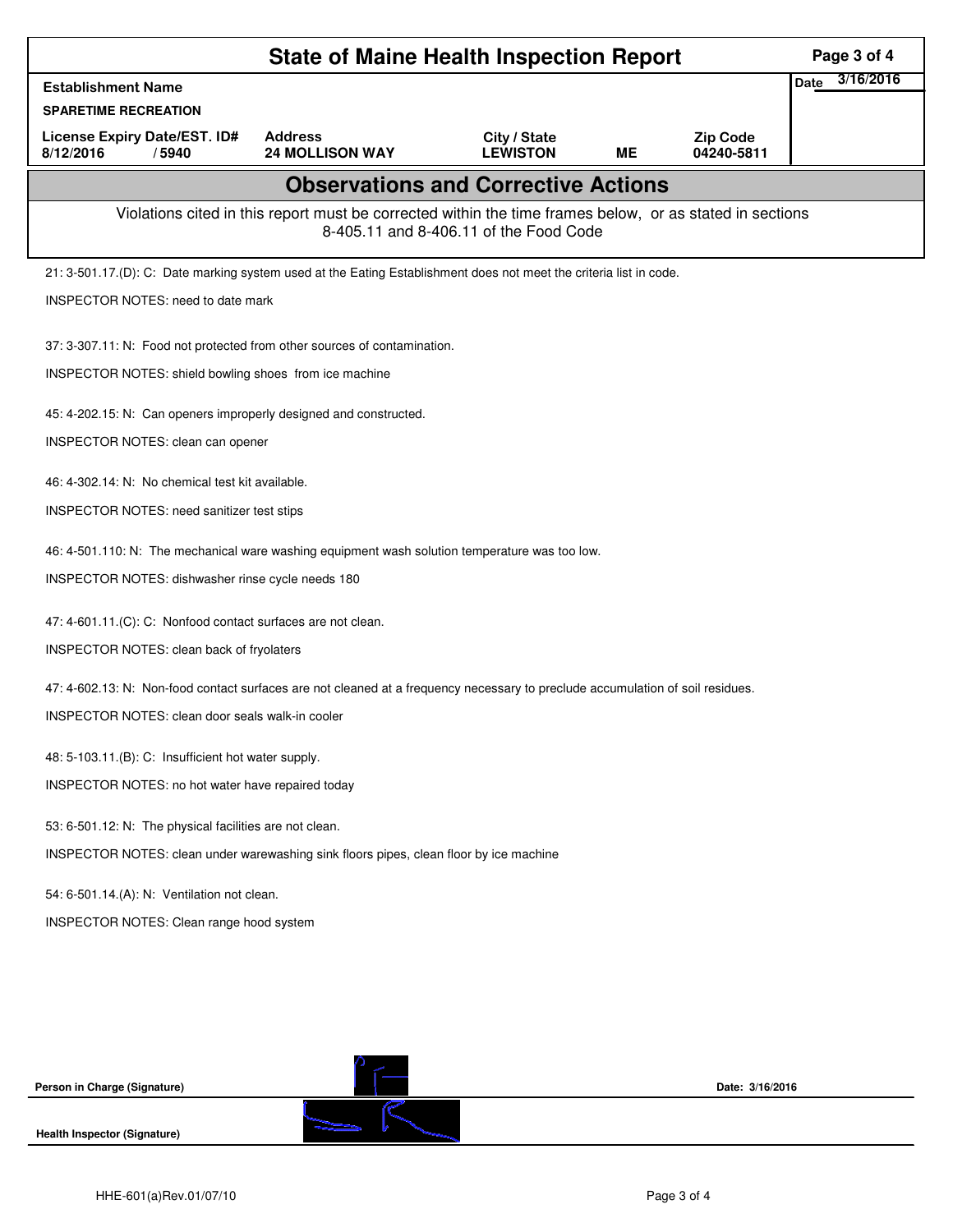# State of Maine Health Inspection Report

| Establishment Name | | | | | Date 3/16/2016 |
|---|---|---|---|---|---|
| SPARETIME RECREATION | | | | | |
| License Expiry Date/EST. ID# | Address | City / State | | Zip Code | |
| 8/12/2016 / 5940 | 24 MOLLISON WAY | LEWISTON | ME | 04240-5811 | |

## Observations and Corrective Actions

Violations cited in this report must be corrected within the time frames below, or as stated in sections 8-405.11 and 8-406.11 of the Food Code

21: 3-501.17.(D): C: Date marking system used at the Eating Establishment does not meet the criteria list in code.

INSPECTOR NOTES: need to date mark

37: 3-307.11: N: Food not protected from other sources of contamination.

INSPECTOR NOTES: shield bowling shoes from ice machine

45: 4-202.15: N: Can openers improperly designed and constructed.

INSPECTOR NOTES: clean can opener

46: 4-302.14: N: No chemical test kit available.

INSPECTOR NOTES: need sanitizer test stips

46: 4-501.110: N: The mechanical ware washing equipment wash solution temperature was too low.

INSPECTOR NOTES: dishwasher rinse cycle needs 180

47: 4-601.11.(C): C: Nonfood contact surfaces are not clean.

INSPECTOR NOTES: clean back of fryolaters

47: 4-602.13: N: Non-food contact surfaces are not cleaned at a frequency necessary to preclude accumulation of soil residues.

INSPECTOR NOTES: clean door seals walk-in cooler

48: 5-103.11.(B): C: Insufficient hot water supply.

INSPECTOR NOTES: no hot water have repaired today

53: 6-501.12: N: The physical facilities are not clean.

INSPECTOR NOTES: clean under warewashing sink floors pipes, clean floor by ice machine

54: 6-501.14.(A): N: Ventilation not clean.

INSPECTOR NOTES: Clean range hood system

Person in Charge (Signature) Date: 3/16/2016

Health Inspector (Signature)

HHE-601(a)Rev.01/07/10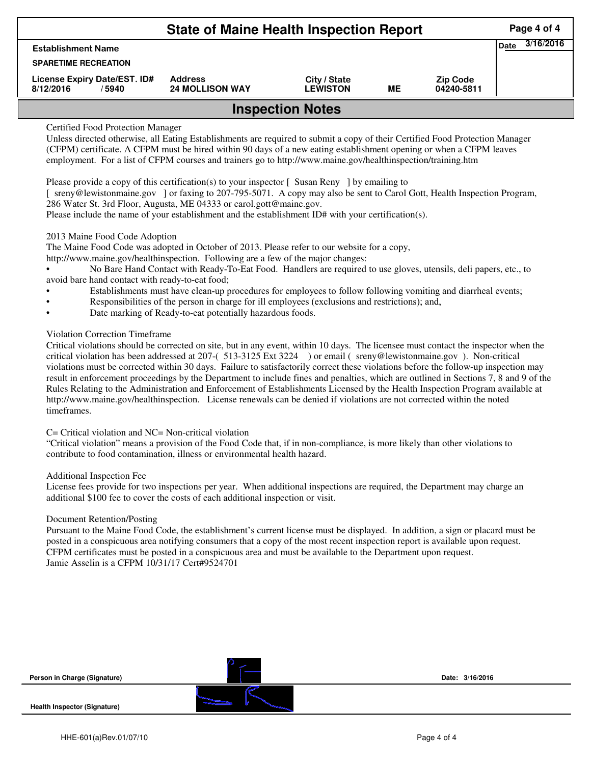# State of Maine Health Inspection Report

| Establishment Name | | | | | Date 3/16/2016 |
|---|---|---|---|---|---|
| SPARETIME RECREATION | | | | | |
| License Expiry Date/EST. ID# | Address | City / State | | Zip Code | |
| 8/12/2016 / 5940 | 24 MOLLISON WAY | LEWISTON | ME | 04240-5811 | |

## Inspection Notes

Certified Food Protection Manager

Unless directed otherwise, all Eating Establishments are required to submit a copy of their Certified Food Protection Manager (CFPM) certificate. A CFPM must be hired within 90 days of a new eating establishment opening or when a CFPM leaves employment. For a list of CFPM courses and trainers go to http://www.maine.gov/healthinspection/training.htm

Please provide a copy of this certification(s) to your inspector [ Susan Reny ] by emailing to [ sreny@lewistonmaine.gov ] or faxing to 207-795-5071. A copy may also be sent to Carol Gott, Health Inspection Program, 286 Water St. 3rd Floor, Augusta, ME 04333 or carol.gott@maine.gov.
Please include the name of your establishment and the establishment ID# with your certification(s).

2013 Maine Food Code Adoption

The Maine Food Code was adopted in October of 2013. Please refer to our website for a copy, http://www.maine.gov/healthinspection. Following are a few of the major changes:

- No Bare Hand Contact with Ready-To-Eat Food. Handlers are required to use gloves, utensils, deli papers, etc., to avoid bare hand contact with ready-to-eat food;
- Establishments must have clean-up procedures for employees to follow following vomiting and diarrheal events;
- Responsibilities of the person in charge for ill employees (exclusions and restrictions); and,
- Date marking of Ready-to-eat potentially hazardous foods.

Violation Correction Timeframe

Critical violations should be corrected on site, but in any event, within 10 days. The licensee must contact the inspector when the critical violation has been addressed at 207-( 513-3125 Ext 3224 ) or email ( sreny@lewistonmaine.gov ). Non-critical violations must be corrected within 30 days. Failure to satisfactorily correct these violations before the follow-up inspection may result in enforcement proceedings by the Department to include fines and penalties, which are outlined in Sections 7, 8 and 9 of the Rules Relating to the Administration and Enforcement of Establishments Licensed by the Health Inspection Program available at http://www.maine.gov/healthinspection. License renewals can be denied if violations are not corrected within the noted timeframes.

C= Critical violation and NC= Non-critical violation

"Critical violation" means a provision of the Food Code that, if in non-compliance, is more likely than other violations to contribute to food contamination, illness or environmental health hazard.

Additional Inspection Fee

License fees provide for two inspections per year. When additional inspections are required, the Department may charge an additional $100 fee to cover the costs of each additional inspection or visit.

Document Retention/Posting

Pursuant to the Maine Food Code, the establishment's current license must be displayed. In addition, a sign or placard must be posted in a conspicuous area notifying consumers that a copy of the most recent inspection report is available upon request. CFPM certificates must be posted in a conspicuous area and must be available to the Department upon request.
Jamie Asselin is a CFPM 10/31/17 Cert#9524701

Person in Charge (Signature) Date: 3/16/2016

Health Inspector (Signature)

HHE-601(a)Rev.01/07/10